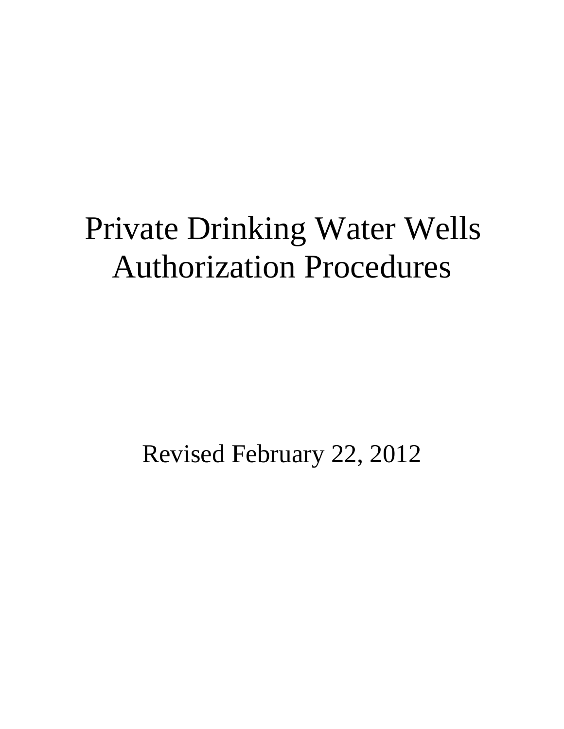# Private Drinking Water Wells Authorization Procedures

Revised February 22, 2012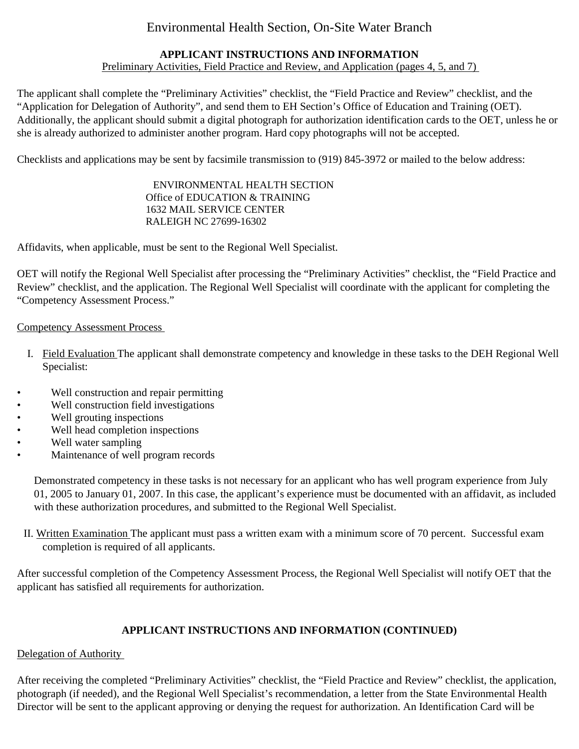# Environmental Health Section, On-Site Water Branch

**APPLICANT INSTRUCTIONS AND INFORMATION**

Preliminary Activities, Field Practice and Review, and Application (pages 4, 5, and 7)

The applicant shall complete the "Preliminary Activities" checklist, the "Field Practice and Review" checklist, and the "Application for Delegation of Authority", and send them to EH Section's Office of Education and Training (OET). Additionally, the applicant should submit a digital photograph for authorization identification cards to the OET, unless he or she is already authorized to administer another program. Hard copy photographs will not be accepted.

Checklists and applications may be sent by facsimile transmission to (919) 845-3972 or mailed to the below address:

ENVIRONMENTAL HEALTH SECTION
Office of EDUCATION & TRAINING
1632 MAIL SERVICE CENTER
RALEIGH NC 27699-16302

Affidavits, when applicable, must be sent to the Regional Well Specialist.

OET will notify the Regional Well Specialist after processing the "Preliminary Activities" checklist, the "Field Practice and Review" checklist, and the application. The Regional Well Specialist will coordinate with the applicant for completing the "Competency Assessment Process."

Competency Assessment Process

I. Field Evaluation The applicant shall demonstrate competency and knowledge in these tasks to the DEH Regional Well Specialist:

- Well construction and repair permitting
- Well construction field investigations
- Well grouting inspections
- Well head completion inspections
- Well water sampling
- Maintenance of well program records

Demonstrated competency in these tasks is not necessary for an applicant who has well program experience from July 01, 2005 to January 01, 2007. In this case, the applicant's experience must be documented with an affidavit, as included with these authorization procedures, and submitted to the Regional Well Specialist.

II. Written Examination The applicant must pass a written exam with a minimum score of 70 percent. Successful exam completion is required of all applicants.

After successful completion of the Competency Assessment Process, the Regional Well Specialist will notify OET that the applicant has satisfied all requirements for authorization.

**APPLICANT INSTRUCTIONS AND INFORMATION (CONTINUED)**

Delegation of Authority

After receiving the completed "Preliminary Activities" checklist, the "Field Practice and Review" checklist, the application, photograph (if needed), and the Regional Well Specialist's recommendation, a letter from the State Environmental Health Director will be sent to the applicant approving or denying the request for authorization. An Identification Card will be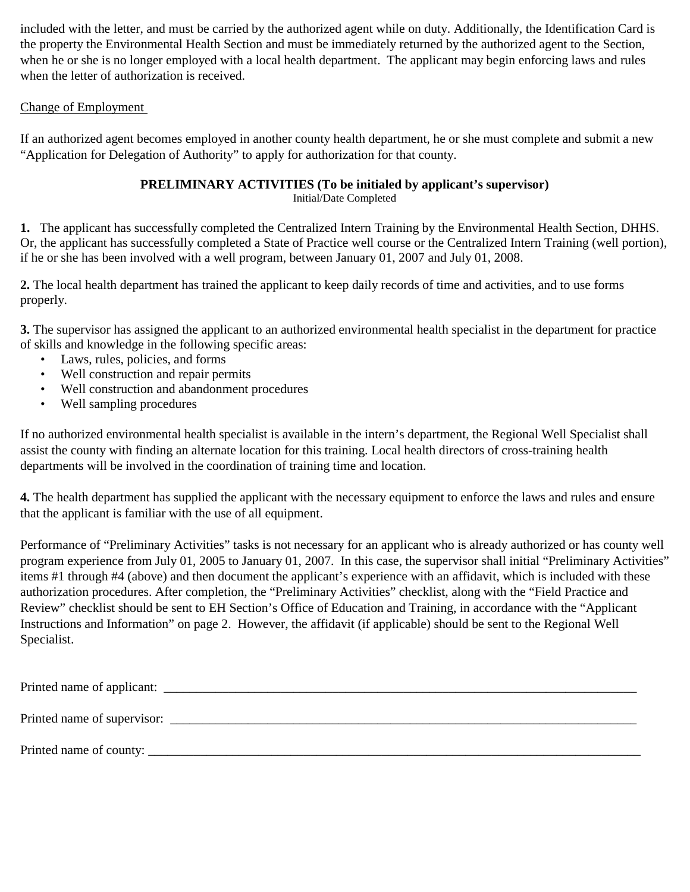included with the letter, and must be carried by the authorized agent while on duty. Additionally, the Identification Card is the property the Environmental Health Section and must be immediately returned by the authorized agent to the Section, when he or she is no longer employed with a local health department. The applicant may begin enforcing laws and rules when the letter of authorization is received.

Change of Employment

If an authorized agent becomes employed in another county health department, he or she must complete and submit a new "Application for Delegation of Authority" to apply for authorization for that county.

**PRELIMINARY ACTIVITIES (To be initialed by applicant's supervisor)**

Initial/Date Completed

**1.** The applicant has successfully completed the Centralized Intern Training by the Environmental Health Section, DHHS. Or, the applicant has successfully completed a State of Practice well course or the Centralized Intern Training (well portion), if he or she has been involved with a well program, between January 01, 2007 and July 01, 2008.

**2.** The local health department has trained the applicant to keep daily records of time and activities, and to use forms properly.

**3.** The supervisor has assigned the applicant to an authorized environmental health specialist in the department for practice of skills and knowledge in the following specific areas:

- Laws, rules, policies, and forms
- Well construction and repair permits
- Well construction and abandonment procedures
- Well sampling procedures

If no authorized environmental health specialist is available in the intern's department, the Regional Well Specialist shall assist the county with finding an alternate location for this training. Local health directors of cross-training health departments will be involved in the coordination of training time and location.

**4.** The health department has supplied the applicant with the necessary equipment to enforce the laws and rules and ensure that the applicant is familiar with the use of all equipment.

Performance of "Preliminary Activities" tasks is not necessary for an applicant who is already authorized or has county well program experience from July 01, 2005 to January 01, 2007. In this case, the supervisor shall initial "Preliminary Activities" items #1 through #4 (above) and then document the applicant's experience with an affidavit, which is included with these authorization procedures. After completion, the "Preliminary Activities" checklist, along with the "Field Practice and Review" checklist should be sent to EH Section's Office of Education and Training, in accordance with the "Applicant Instructions and Information" on page 2. However, the affidavit (if applicable) should be sent to the Regional Well Specialist.

Printed name of applicant: ______________________________________________________________________________

Printed name of supervisor: ______________________________________________________________________________

Printed name of county: ________________________________________________________________________________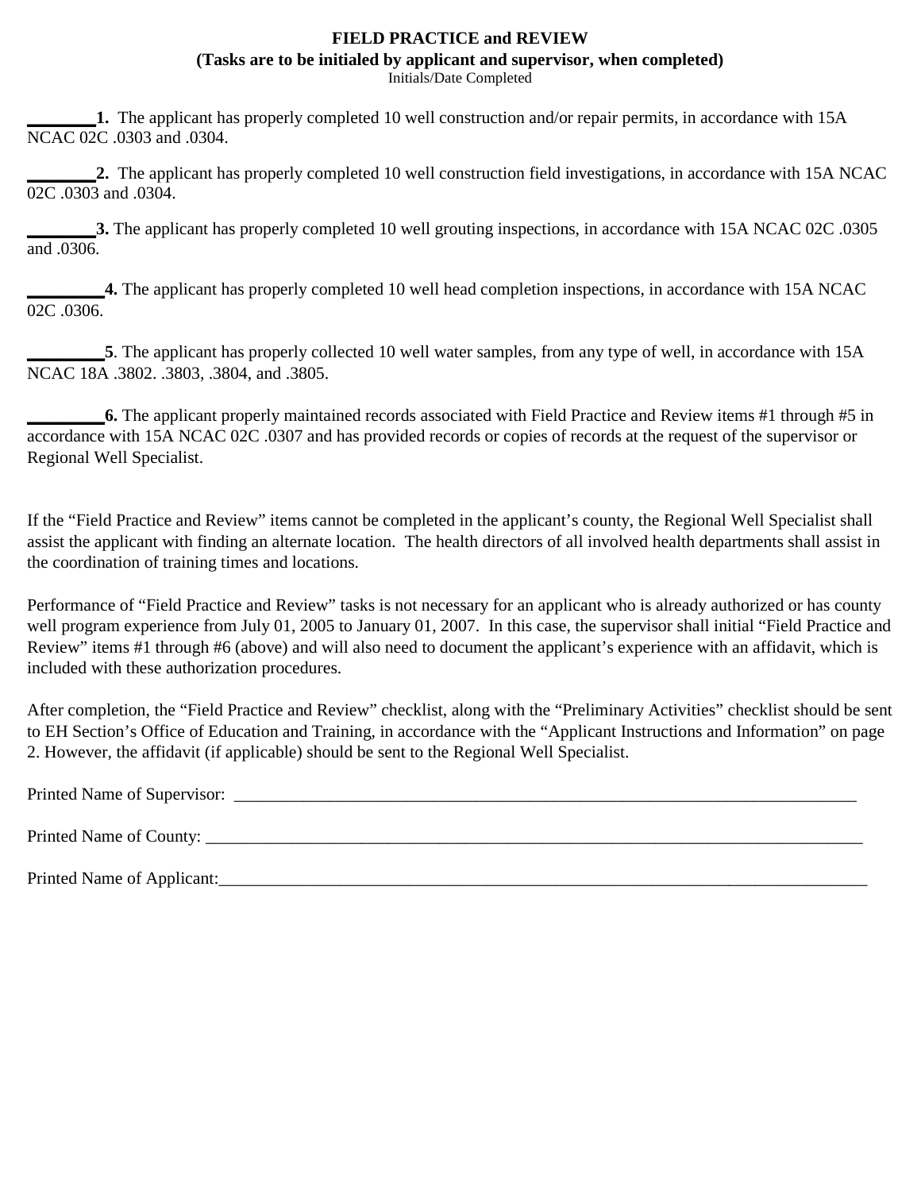**FIELD PRACTICE and REVIEW**
**(Tasks are to be initialed by applicant and supervisor, when completed)**
Initials/Date Completed

________**1.** The applicant has properly completed 10 well construction and/or repair permits, in accordance with 15A NCAC 02C .0303 and .0304.

________**2.** The applicant has properly completed 10 well construction field investigations, in accordance with 15A NCAC 02C .0303 and .0304.

________**3.** The applicant has properly completed 10 well grouting inspections, in accordance with 15A NCAC 02C .0305 and .0306.

_________**4.** The applicant has properly completed 10 well head completion inspections, in accordance with 15A NCAC 02C .0306.

_________**5**. The applicant has properly collected 10 well water samples, from any type of well, in accordance with 15A NCAC 18A .3802. .3803, .3804, and .3805.

_________**6.** The applicant properly maintained records associated with Field Practice and Review items #1 through #5 in accordance with 15A NCAC 02C .0307 and has provided records or copies of records at the request of the supervisor or Regional Well Specialist.

If the "Field Practice and Review" items cannot be completed in the applicant's county, the Regional Well Specialist shall assist the applicant with finding an alternate location. The health directors of all involved health departments shall assist in the coordination of training times and locations.

Performance of "Field Practice and Review" tasks is not necessary for an applicant who is already authorized or has county well program experience from July 01, 2005 to January 01, 2007. In this case, the supervisor shall initial "Field Practice and Review" items #1 through #6 (above) and will also need to document the applicant's experience with an affidavit, which is included with these authorization procedures.

After completion, the "Field Practice and Review" checklist, along with the "Preliminary Activities" checklist should be sent to EH Section's Office of Education and Training, in accordance with the "Applicant Instructions and Information" on page 2. However, the affidavit (if applicable) should be sent to the Regional Well Specialist.

Printed Name of Supervisor: ______________________________________________________________________________

Printed Name of County: _________________________________________________________________________________

Printed Name of Applicant:________________________________________________________________________________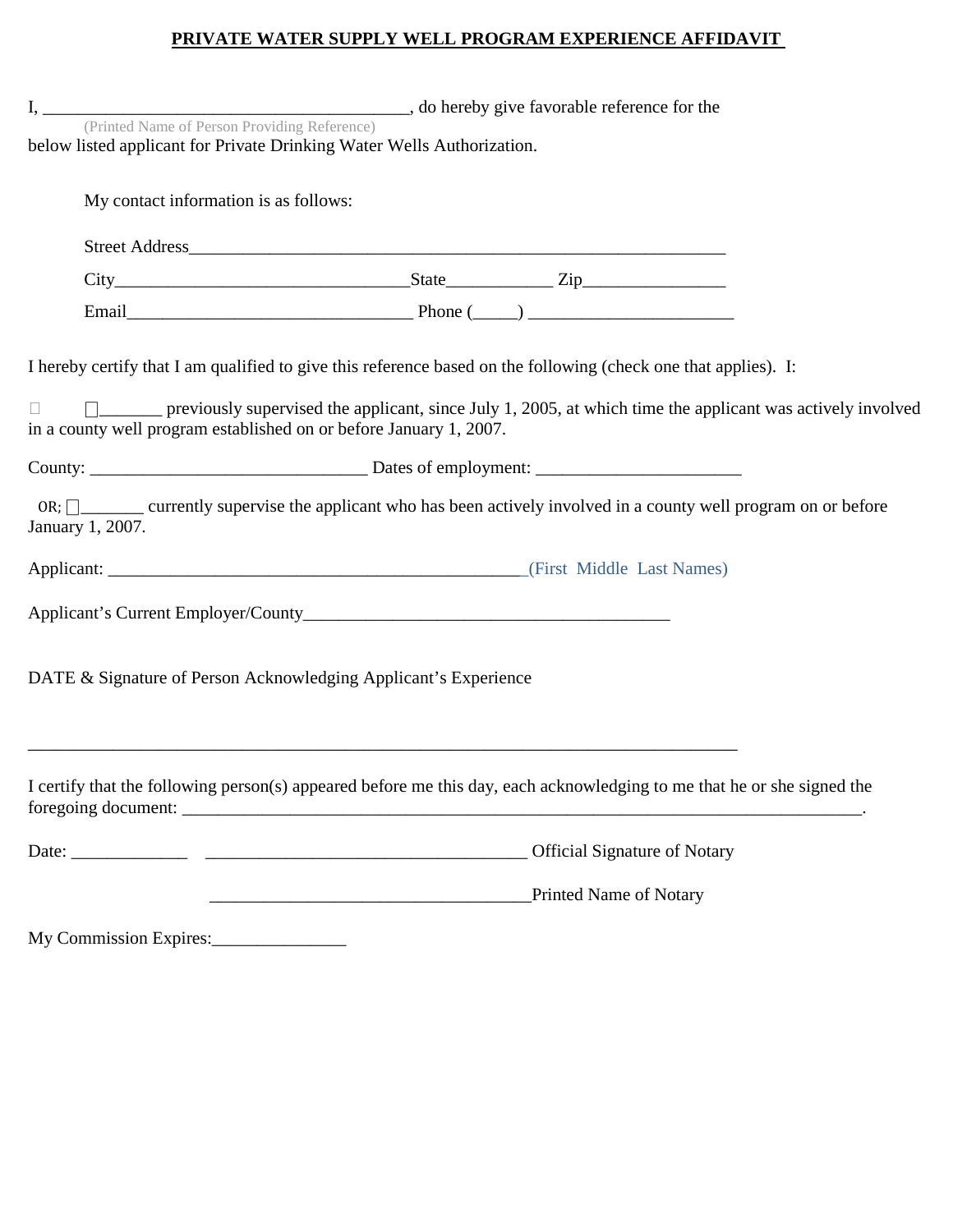**PRIVATE WATER SUPPLY WELL PROGRAM EXPERIENCE AFFIDAVIT**

I, __________________________________________, do hereby give favorable reference for the
(Printed Name of Person Providing Reference)
below listed applicant for Private Drinking Water Wells Authorization.

My contact information is as follows:

Street Address_____________________________________________________________

City_________________________________State____________ Zip________________

Email________________________________ Phone (_____) _______________________

I hereby certify that I am qualified to give this reference based on the following (check one that applies). I:

☐ ☐_______ previously supervised the applicant, since July 1, 2005, at which time the applicant was actively involved in a county well program established on or before January 1, 2007.

County: _______________________________ Dates of employment: _______________________

OR; ☐_______ currently supervise the applicant who has been actively involved in a county well program on or before January 1, 2007.

Applicant: ______________________________________________(First Middle Last Names)

Applicant's Current Employer/County_________________________________________

DATE & Signature of Person Acknowledging Applicant's Experience

_______________________________________________________________________________

I certify that the following person(s) appeared before me this day, each acknowledging to me that he or she signed the foregoing document: ____________________________________________________________________________.

Date: _____________ ____________________________________ Official Signature of Notary

____________________________________Printed Name of Notary

My Commission Expires:_______________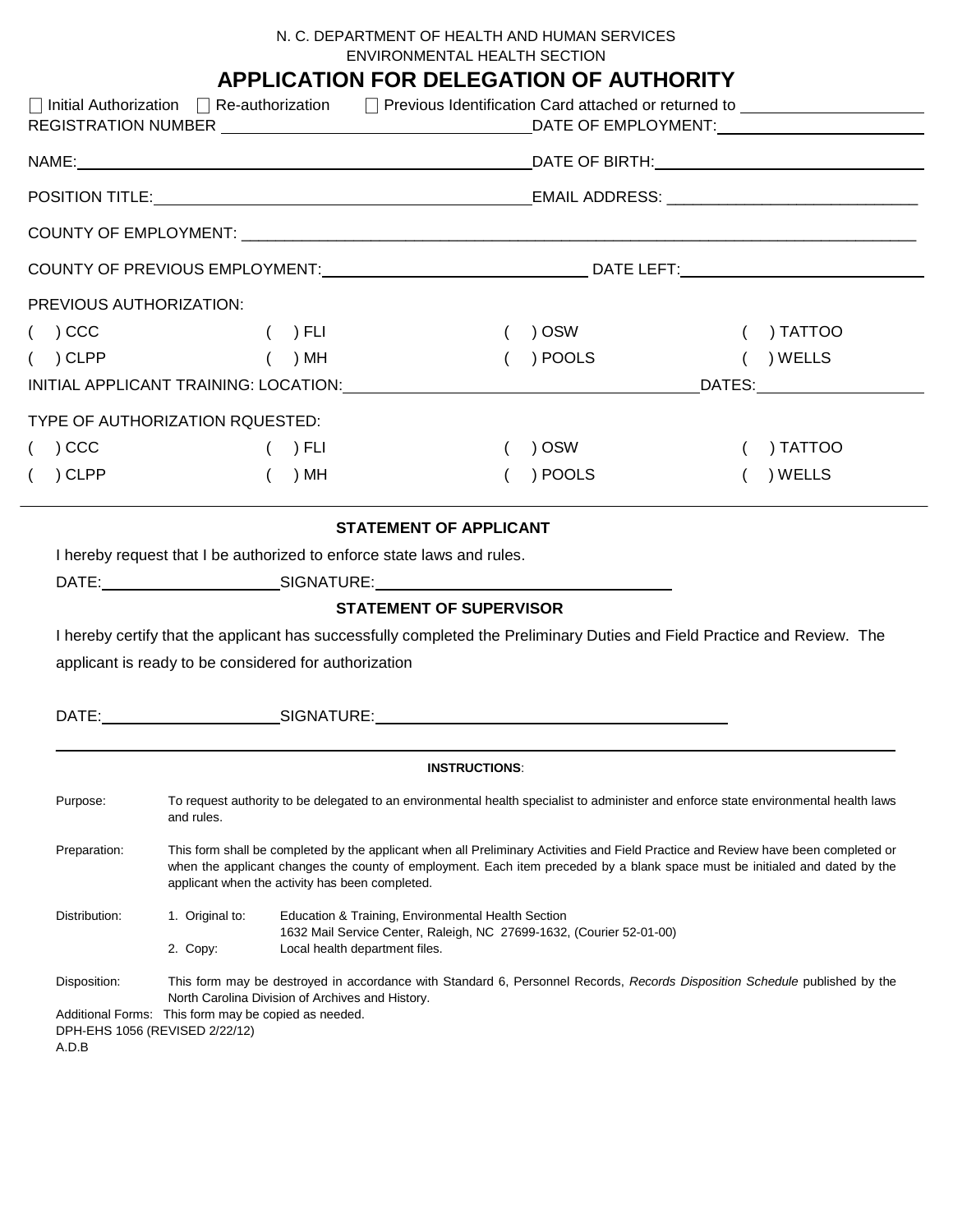N. C. DEPARTMENT OF HEALTH AND HUMAN SERVICES
ENVIRONMENTAL HEALTH SECTION

# APPLICATION FOR DELEGATION OF AUTHORITY

☐ Initial Authorization ☐ Re-authorization ☐ Previous Identification Card attached or returned to ____________________

REGISTRATION NUMBER ________________________________ DATE OF EMPLOYMENT: ____________________

NAME: ________________________________________________ DATE OF BIRTH: ____________________________

POSITION TITLE: ______________________________________ EMAIL ADDRESS: ___________________________

COUNTY OF EMPLOYMENT: ____________________________________________________________________________

COUNTY OF PREVIOUS EMPLOYMENT: ____________________________ DATE LEFT: __________________________

PREVIOUS AUTHORIZATION:

| | | | |
|---|---|---|---|
| ( ) CCC | ( ) FLI | ( ) OSW | ( ) TATTOO |
| ( ) CLPP | ( ) MH | ( ) POOLS | ( ) WELLS |

INITIAL APPLICANT TRAINING: LOCATION: ____________________________________ DATES: __________________

TYPE OF AUTHORIZATION RQUESTED:

| | | | |
|---|---|---|---|
| ( ) CCC | ( ) FLI | ( ) OSW | ( ) TATTOO |
| ( ) CLPP | ( ) MH | ( ) POOLS | ( ) WELLS |

---

**STATEMENT OF APPLICANT**

I hereby request that I be authorized to enforce state laws and rules.

DATE: ____________________ SIGNATURE: ________________________________

**STATEMENT OF SUPERVISOR**

I hereby certify that the applicant has successfully completed the Preliminary Duties and Field Practice and Review. The applicant is ready to be considered for authorization

DATE: ____________________ SIGNATURE: ________________________________________

---

**INSTRUCTIONS**:

Purpose: To request authority to be delegated to an environmental health specialist to administer and enforce state environmental health laws and rules.

Preparation: This form shall be completed by the applicant when all Preliminary Activities and Field Practice and Review have been completed or when the applicant changes the county of employment. Each item preceded by a blank space must be initialed and dated by the applicant when the activity has been completed.

Distribution:
1. Original to: Education & Training, Environmental Health Section
   1632 Mail Service Center, Raleigh, NC 27699-1632, (Courier 52-01-00)
2. Copy: Local health department files.

Disposition: This form may be destroyed in accordance with Standard 6, Personnel Records, *Records Disposition Schedule* published by the North Carolina Division of Archives and History.

Additional Forms: This form may be copied as needed.

DPH-EHS 1056 (REVISED 2/22/12)
A.D.B